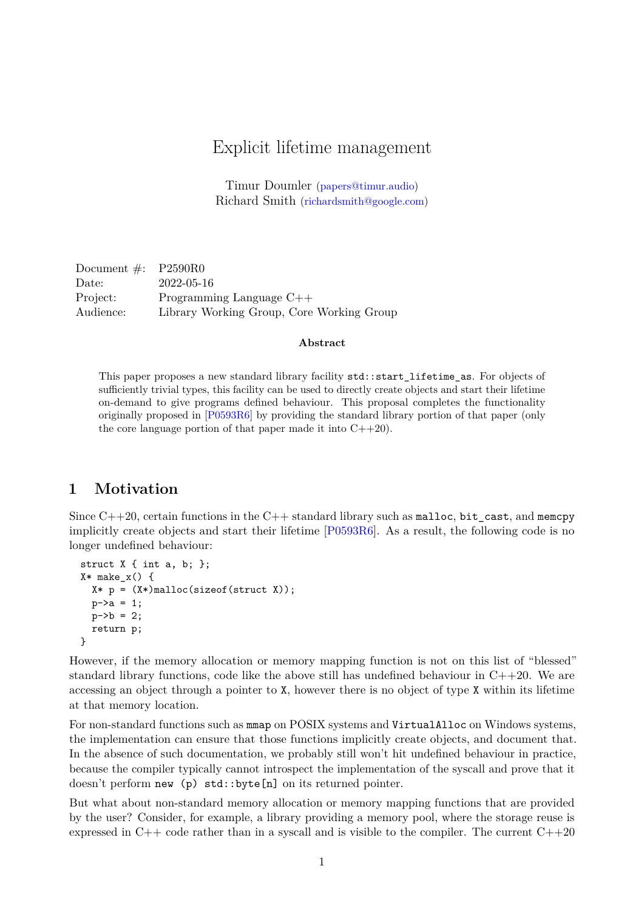# Explicit lifetime management

Timur Doumler (papers@timur.audio)
Richard Smith (richardsmith@google.com)

| | |
|---|---|
| Document #: | P2590R0 |
| Date: | 2022-05-16 |
| Project: | Programming Language C++ |
| Audience: | Library Working Group, Core Working Group |

**Abstract**

This paper proposes a new standard library facility `std::start_lifetime_as`. For objects of sufficiently trivial types, this facility can be used to directly create objects and start their lifetime on-demand to give programs defined behaviour. This proposal completes the functionality originally proposed in [P0593R6] by providing the standard library portion of that paper (only the core language portion of that paper made it into C++20).

## 1 Motivation

Since C++20, certain functions in the C++ standard library such as `malloc`, `bit_cast`, and `memcpy` implicitly create objects and start their lifetime [P0593R6]. As a result, the following code is no longer undefined behaviour:

```
struct X { int a, b; };
X* make_x() {
  X* p = (X*)malloc(sizeof(struct X));
  p->a = 1;
  p->b = 2;
  return p;
}
```

However, if the memory allocation or memory mapping function is not on this list of “blessed” standard library functions, code like the above still has undefined behaviour in C++20. We are accessing an object through a pointer to `X`, however there is no object of type `X` within its lifetime at that memory location.

For non-standard functions such as `mmap` on POSIX systems and `VirtualAlloc` on Windows systems, the implementation can ensure that those functions implicitly create objects, and document that. In the absence of such documentation, we probably still won’t hit undefined behaviour in practice, because the compiler typically cannot introspect the implementation of the syscall and prove that it doesn’t perform `new (p) std::byte[n]` on its returned pointer.

But what about non-standard memory allocation or memory mapping functions that are provided by the user? Consider, for example, a library providing a memory pool, where the storage reuse is expressed in C++ code rather than in a syscall and is visible to the compiler. The current C++20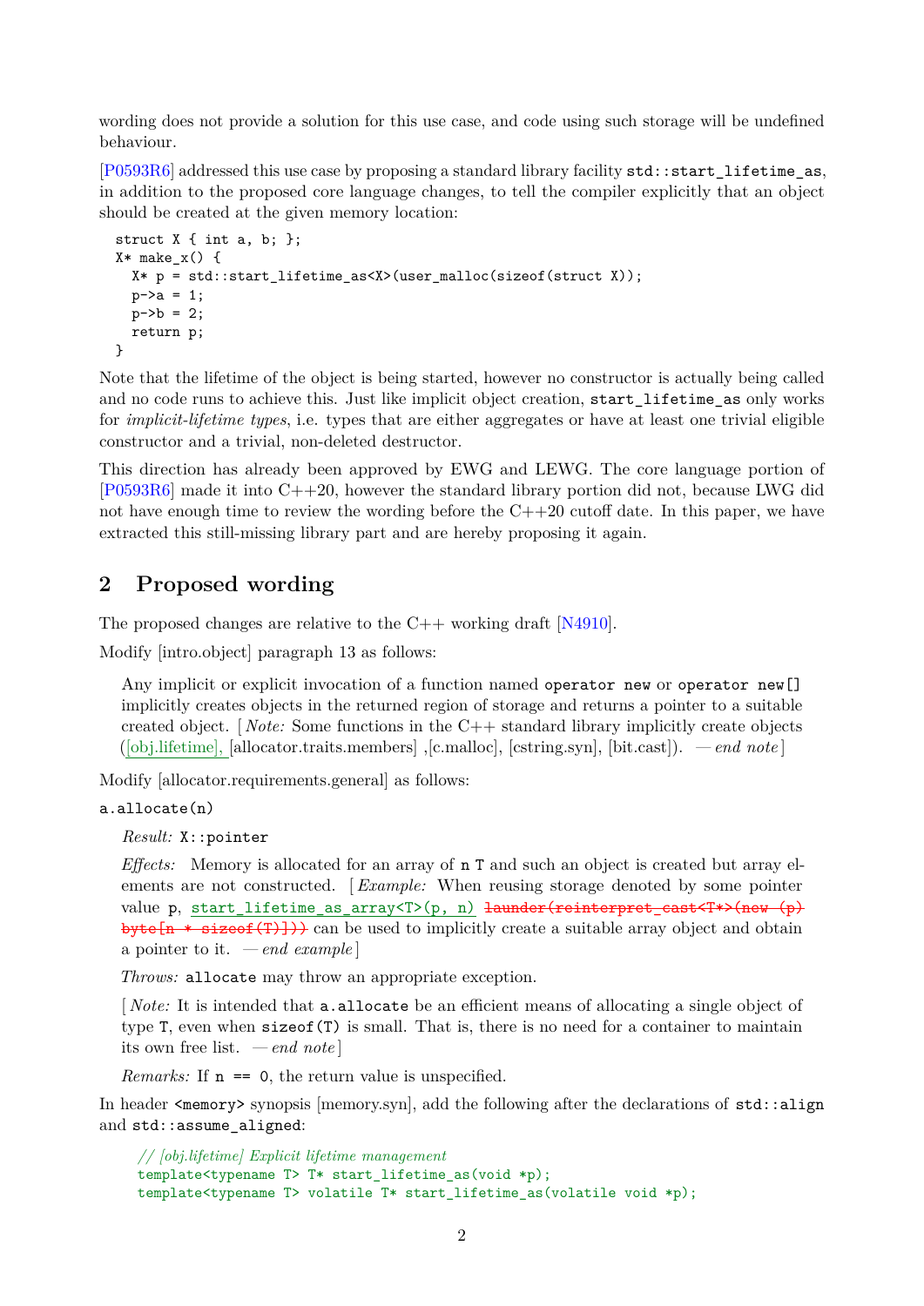wording does not provide a solution for this use case, and code using such storage will be undefined behaviour.

[P0593R6] addressed this use case by proposing a standard library facility `std::start_lifetime_as`, in addition to the proposed core language changes, to tell the compiler explicitly that an object should be created at the given memory location:

```
struct X { int a, b; };
X* make_x() {
  X* p = std::start_lifetime_as<X>(user_malloc(sizeof(struct X));
  p->a = 1;
  p->b = 2;
  return p;
}
```

Note that the lifetime of the object is being started, however no constructor is actually being called and no code runs to achieve this. Just like implicit object creation, `start_lifetime_as` only works for *implicit-lifetime types*, i.e. types that are either aggregates or have at least one trivial eligible constructor and a trivial, non-deleted destructor.

This direction has already been approved by EWG and LEWG. The core language portion of [P0593R6] made it into C++20, however the standard library portion did not, because LWG did not have enough time to review the wording before the C++20 cutoff date. In this paper, we have extracted this still-missing library part and are hereby proposing it again.

## 2 Proposed wording

The proposed changes are relative to the C++ working draft [N4910].

Modify [intro.object] paragraph 13 as follows:

> Any implicit or explicit invocation of a function named `operator new` or `operator new[]` implicitly creates objects in the returned region of storage and returns a pointer to a suitable created object. [*Note:* Some functions in the C++ standard library implicitly create objects ([obj.lifetime], [allocator.traits.members] ,[c.malloc], [cstring.syn], [bit.cast]). — *end note*]

Modify [allocator.requirements.general] as follows:

`a.allocate(n)`

> *Result:* `X::pointer`
>
> *Effects:* Memory is allocated for an array of `n` `T` and such an object is created but array elements are not constructed. [*Example:* When reusing storage denoted by some pointer value `p`, `start_lifetime_as_array<T>(p, n)` ~~`launder(reinterpret_cast<T*>(new (p) byte[n * sizeof(T)]))`~~ can be used to implicitly create a suitable array object and obtain a pointer to it. — *end example*]
>
> *Throws:* `allocate` may throw an appropriate exception.
>
> [*Note:* It is intended that `a.allocate` be an efficient means of allocating a single object of type `T`, even when `sizeof(T)` is small. That is, there is no need for a container to maintain its own free list. — *end note*]
>
> *Remarks:* If `n == 0`, the return value is unspecified.

In header `<memory>` synopsis [memory.syn], add the following after the declarations of `std::align` and `std::assume_aligned`:

```
// [obj.lifetime] Explicit lifetime management
template<typename T> T* start_lifetime_as(void *p);
template<typename T> volatile T* start_lifetime_as(volatile void *p);
```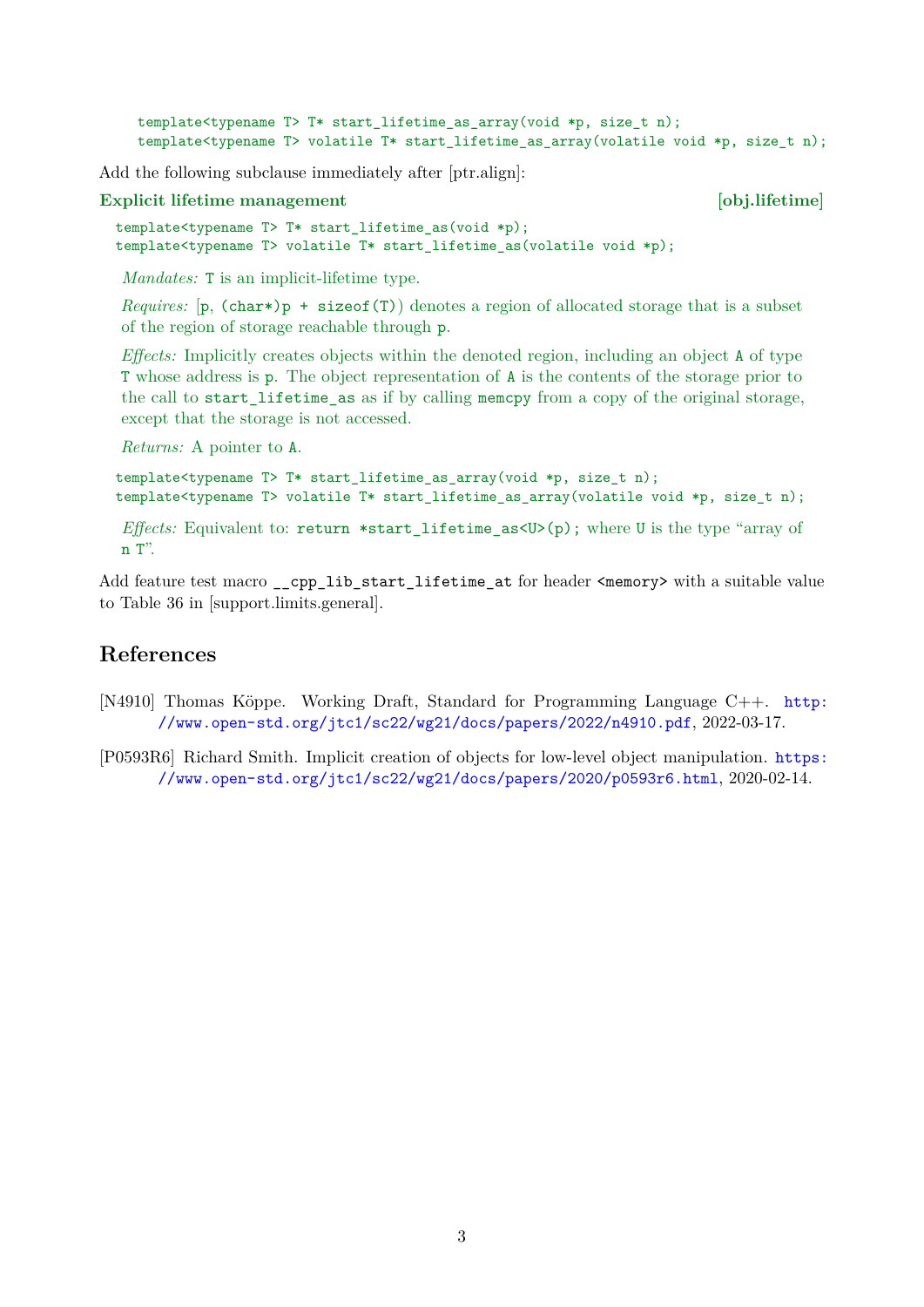```
template<typename T> T* start_lifetime_as_array(void *p, size_t n);
template<typename T> volatile T* start_lifetime_as_array(volatile void *p, size_t n);
```

Add the following subclause immediately after [ptr.align]:

**Explicit lifetime management** **[obj.lifetime]**

```
template<typename T> T* start_lifetime_as(void *p);
template<typename T> volatile T* start_lifetime_as(volatile void *p);
```

*Mandates:* `T` is an implicit-lifetime type.

*Requires:* [`p`, `(char*)p + sizeof(T)`) denotes a region of allocated storage that is a subset of the region of storage reachable through `p`.

*Effects:* Implicitly creates objects within the denoted region, including an object `A` of type `T` whose address is `p`. The object representation of `A` is the contents of the storage prior to the call to `start_lifetime_as` as if by calling `memcpy` from a copy of the original storage, except that the storage is not accessed.

*Returns:* A pointer to `A`.

```
template<typename T> T* start_lifetime_as_array(void *p, size_t n);
template<typename T> volatile T* start_lifetime_as_array(volatile void *p, size_t n);
```

*Effects:* Equivalent to: `return *start_lifetime_as<U>(p);` where `U` is the type "array of `n` `T`".

Add feature test macro `__cpp_lib_start_lifetime_at` for header `<memory>` with a suitable value to Table 36 in [support.limits.general].

## References

[N4910] Thomas Köppe. Working Draft, Standard for Programming Language C++. http://www.open-std.org/jtc1/sc22/wg21/docs/papers/2022/n4910.pdf, 2022-03-17.

[P0593R6] Richard Smith. Implicit creation of objects for low-level object manipulation. https://www.open-std.org/jtc1/sc22/wg21/docs/papers/2020/p0593r6.html, 2020-02-14.